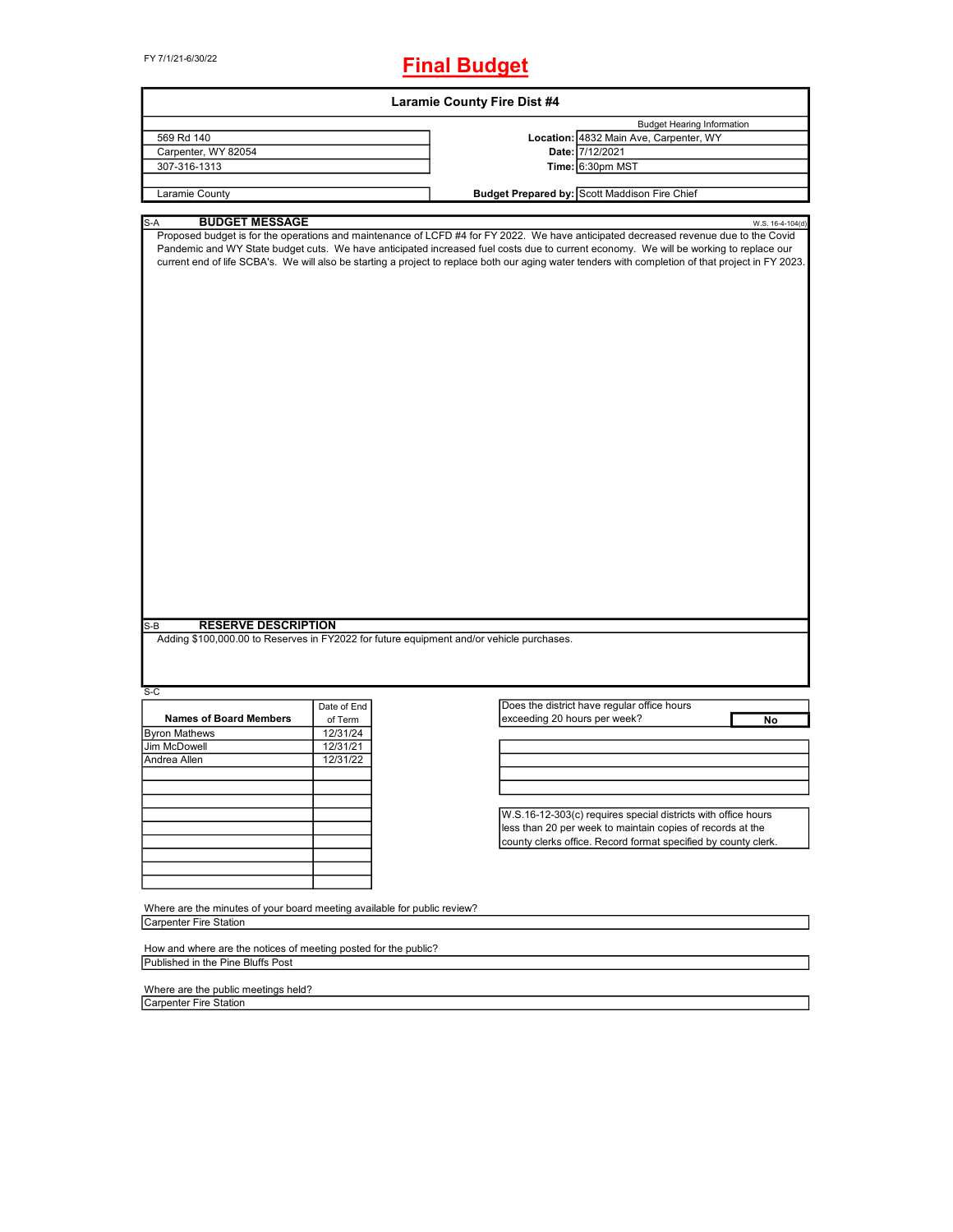FY 7/1/21-6/30/22

# Final Budget

## Laramie County Fire Dist #4

| | | Budget Hearing Information |
|---|---|---|
| 569 Rd 140 | **Location:** | 4832 Main Ave, Carpenter, WY |
| Carpenter, WY 82054 | **Date:** | 7/12/2021 |
| 307-316-1313 | **Time:** | 6:30pm MST |
| Laramie County | **Budget Prepared by:** | Scott Maddison Fire Chief |

S-A **BUDGET MESSAGE** W.S. 16-4-104(d)

Proposed budget is for the operations and maintenance of LCFD #4 for FY 2022. We have anticipated decreased revenue due to the Covid Pandemic and WY State budget cuts. We have anticipated increased fuel costs due to current economy. We will be working to replace our current end of life SCBA's. We will also be starting a project to replace both our aging water tenders with completion of that project in FY 2023.

S-B **RESERVE DESCRIPTION**

Adding $100,000.00 to Reserves in FY2022 for future equipment and/or vehicle purchases.

S-C

| Names of Board Members | Date of End of Term |
|---|---|
| Byron Mathews | 12/31/24 |
| Jim McDowell | 12/31/21 |
| Andrea Allen | 12/31/22 |

Does the district have regular office hours exceeding 20 hours per week? **No**

W.S.16-12-303(c) requires special districts with office hours less than 20 per week to maintain copies of records at the county clerks office. Record format specified by county clerk.

Where are the minutes of your board meeting available for public review?
Carpenter Fire Station

How and where are the notices of meeting posted for the public?
Published in the Pine Bluffs Post

Where are the public meetings held?
Carpenter Fire Station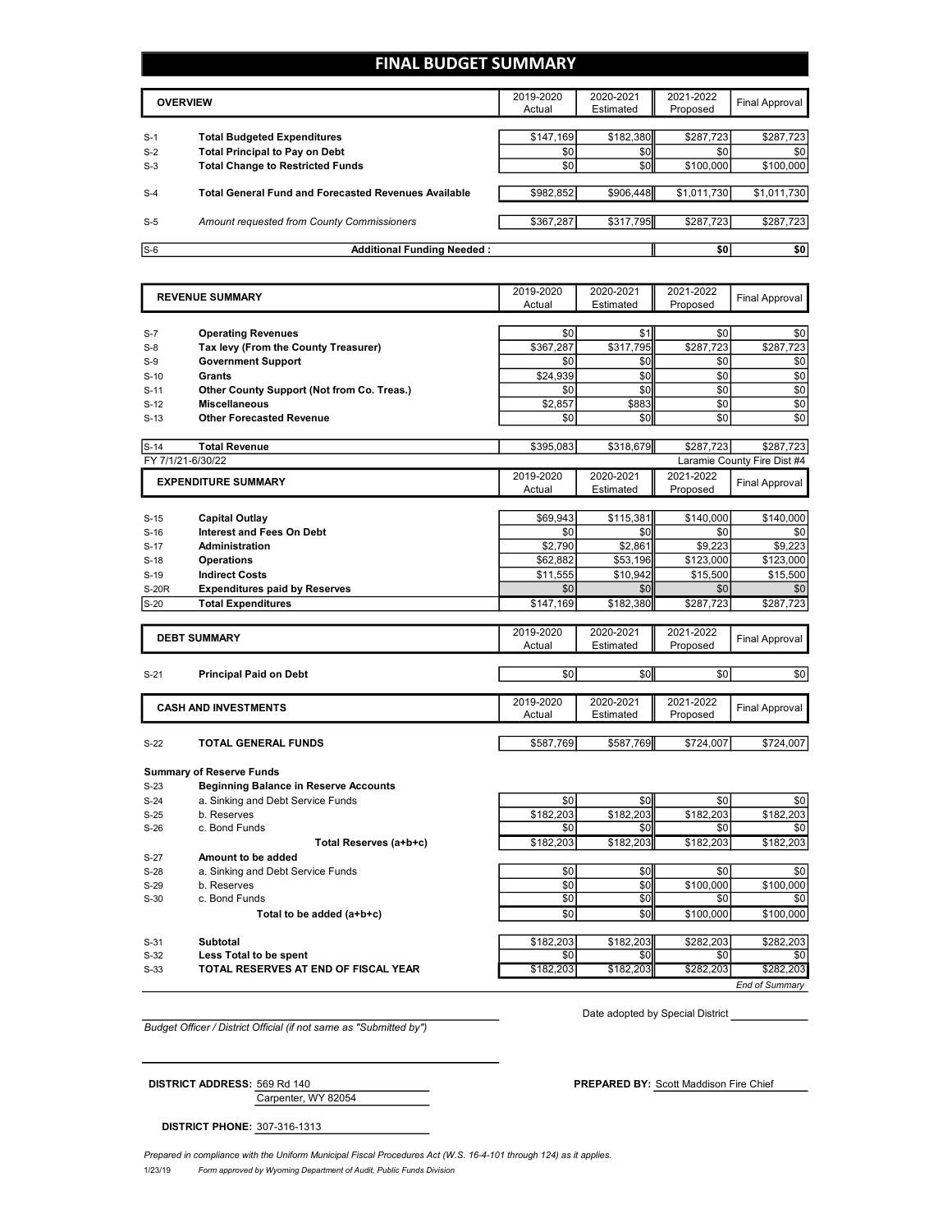# FINAL BUDGET SUMMARY

| | OVERVIEW | 2019-2020 Actual | 2020-2021 Estimated | 2021-2022 Proposed | Final Approval |
|---|---|---|---|---|---|
| S-1 | **Total Budgeted Expenditures** | $147,169 | $182,380 | $287,723 | $287,723 |
| S-2 | **Total Principal to Pay on Debt** | $0 | $0 | $0 | $0 |
| S-3 | **Total Change to Restricted Funds** | $0 | $0 | $100,000 | $100,000 |
| S-4 | **Total General Fund and Forecasted Revenues Available** | $982,852 | $906,448 | $1,011,730 | $1,011,730 |
| S-5 | *Amount requested from County Commissioners* | $367,287 | $317,795 | $287,723 | $287,723 |
| S-6 | **Additional Funding Needed :** | | | $0 | $0 |

| | REVENUE SUMMARY | 2019-2020 Actual | 2020-2021 Estimated | 2021-2022 Proposed | Final Approval |
|---|---|---|---|---|---|
| S-7 | **Operating Revenues** | $0 | $1 | $0 | $0 |
| S-8 | **Tax levy (From the County Treasurer)** | $367,287 | $317,795 | $287,723 | $287,723 |
| S-9 | **Government Support** | $0 | $0 | $0 | $0 |
| S-10 | **Grants** | $24,939 | $0 | $0 | $0 |
| S-11 | **Other County Support (Not from Co. Treas.)** | $0 | $0 | $0 | $0 |
| S-12 | **Miscellaneous** | $2,857 | $883 | $0 | $0 |
| S-13 | **Other Forecasted Revenue** | $0 | $0 | $0 | $0 |
| S-14 | **Total Revenue** | $395,083 | $318,679 | $287,723 | $287,723 |

FY 7/1/21-6/30/22 — Laramie County Fire Dist #4

| | EXPENDITURE SUMMARY | 2019-2020 Actual | 2020-2021 Estimated | 2021-2022 Proposed | Final Approval |
|---|---|---|---|---|---|
| S-15 | **Capital Outlay** | $69,943 | $115,381 | $140,000 | $140,000 |
| S-16 | **Interest and Fees On Debt** | $0 | $0 | $0 | $0 |
| S-17 | **Administration** | $2,790 | $2,861 | $9,223 | $9,223 |
| S-18 | **Operations** | $62,882 | $53,196 | $123,000 | $123,000 |
| S-19 | **Indirect Costs** | $11,555 | $10,942 | $15,500 | $15,500 |
| S-20R | **Expenditures paid by Reserves** | $0 | $0 | $0 | $0 |
| S-20 | **Total Expenditures** | $147,169 | $182,380 | $287,723 | $287,723 |

| | DEBT SUMMARY | 2019-2020 Actual | 2020-2021 Estimated | 2021-2022 Proposed | Final Approval |
|---|---|---|---|---|---|
| S-21 | **Principal Paid on Debt** | $0 | $0 | $0 | $0 |

| | CASH AND INVESTMENTS | 2019-2020 Actual | 2020-2021 Estimated | 2021-2022 Proposed | Final Approval |
|---|---|---|---|---|---|
| S-22 | **TOTAL GENERAL FUNDS** | $587,769 | $587,769 | $724,007 | $724,007 |
| | **Summary of Reserve Funds** | | | | |
| S-23 | **Beginning Balance in Reserve Accounts** | | | | |
| S-24 | a. Sinking and Debt Service Funds | $0 | $0 | $0 | $0 |
| S-25 | b. Reserves | $182,203 | $182,203 | $182,203 | $182,203 |
| S-26 | c. Bond Funds | $0 | $0 | $0 | $0 |
| | **Total Reserves (a+b+c)** | $182,203 | $182,203 | $182,203 | $182,203 |
| S-27 | **Amount to be added** | | | | |
| S-28 | a. Sinking and Debt Service Funds | $0 | $0 | $0 | $0 |
| S-29 | b. Reserves | $0 | $0 | $100,000 | $100,000 |
| S-30 | c. Bond Funds | $0 | $0 | $0 | $0 |
| | **Total to be added (a+b+c)** | $0 | $0 | $100,000 | $100,000 |
| S-31 | **Subtotal** | $182,203 | $182,203 | $282,203 | $282,203 |
| S-32 | **Less Total to be spent** | $0 | $0 | $0 | $0 |
| S-33 | **TOTAL RESERVES AT END OF FISCAL YEAR** | $182,203 | $182,203 | $282,203 | $282,203 |

*End of Summary*

Date adopted by Special District ____________

*Budget Officer / District Official (if not same as "Submitted by")*

**DISTRICT ADDRESS:** 569 Rd 140
Carpenter, WY 82054

**PREPARED BY:** Scott Maddison Fire Chief

**DISTRICT PHONE:** 307-316-1313

*Prepared in compliance with the Uniform Municipal Fiscal Procedures Act (W.S. 16-4-101 through 124) as it applies.*

1/23/19 *Form approved by Wyoming Department of Audit, Public Funds Division*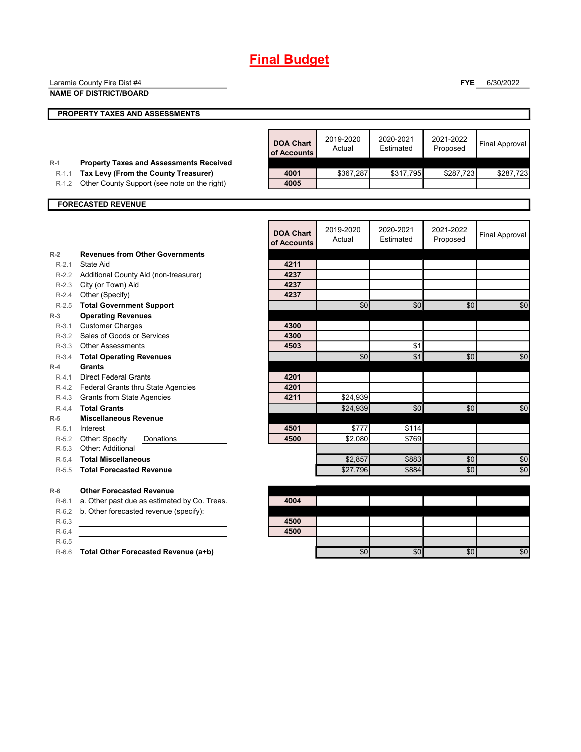# Final Budget

Laramie County Fire Dist #4
**NAME OF DISTRICT/BOARD**

**FYE** 6/30/2022

## PROPERTY TAXES AND ASSESSMENTS

| | | DOA Chart of Accounts | 2019-2020 Actual | 2020-2021 Estimated | 2021-2022 Proposed | Final Approval |
|---|---|---|---|---|---|---|
| R-1 | **Property Taxes and Assessments Received** | | | | | |
| R-1.1 | **Tax Levy (From the County Treasurer)** | 4001 | $367,287 | $317,795 | $287,723 | $287,723 |
| R-1.2 | Other County Support (see note on the right) | 4005 | | | | |

## FORECASTED REVENUE

| | | DOA Chart of Accounts | 2019-2020 Actual | 2020-2021 Estimated | 2021-2022 Proposed | Final Approval |
|---|---|---|---|---|---|---|
| R-2 | **Revenues from Other Governments** | | | | | |
| R-2.1 | State Aid | 4211 | | | | |
| R-2.2 | Additional County Aid (non-treasurer) | 4237 | | | | |
| R-2.3 | City (or Town) Aid | 4237 | | | | |
| R-2.4 | Other (Specify) | 4237 | | | | |
| R-2.5 | **Total Government Support** | | $0 | $0 | $0 | $0 |
| R-3 | **Operating Revenues** | | | | | |
| R-3.1 | Customer Charges | 4300 | | | | |
| R-3.2 | Sales of Goods or Services | 4300 | | | | |
| R-3.3 | Other Assessments | 4503 | | $1 | | |
| R-3.4 | **Total Operating Revenues** | | $0 | $1 | $0 | $0 |
| R-4 | **Grants** | | | | | |
| R-4.1 | Direct Federal Grants | 4201 | | | | |
| R-4.2 | Federal Grants thru State Agencies | 4201 | | | | |
| R-4.3 | Grants from State Agencies | 4211 | $24,939 | | | |
| R-4.4 | **Total Grants** | | $24,939 | $0 | $0 | $0 |
| R-5 | **Miscellaneous Revenue** | | | | | |
| R-5.1 | Interest | 4501 | $777 | $114 | | |
| R-5.2 | Other: Specify Donations | 4500 | $2,080 | $769 | | |
| R-5.3 | Other: Additional | | | | | |
| R-5.4 | **Total Miscellaneous** | | $2,857 | $883 | $0 | $0 |
| R-5.5 | **Total Forecasted Revenue** | | $27,796 | $884 | $0 | $0 |
| R-6 | **Other Forecasted Revenue** | | | | | |
| R-6.1 | a. Other past due as estimated by Co. Treas. | 4004 | | | | |
| R-6.2 | b. Other forecasted revenue (specify): | | | | | |
| R-6.3 | | 4500 | | | | |
| R-6.4 | | 4500 | | | | |
| R-6.5 | | | | | | |
| R-6.6 | **Total Other Forecasted Revenue (a+b)** | | $0 | $0 | $0 | $0 |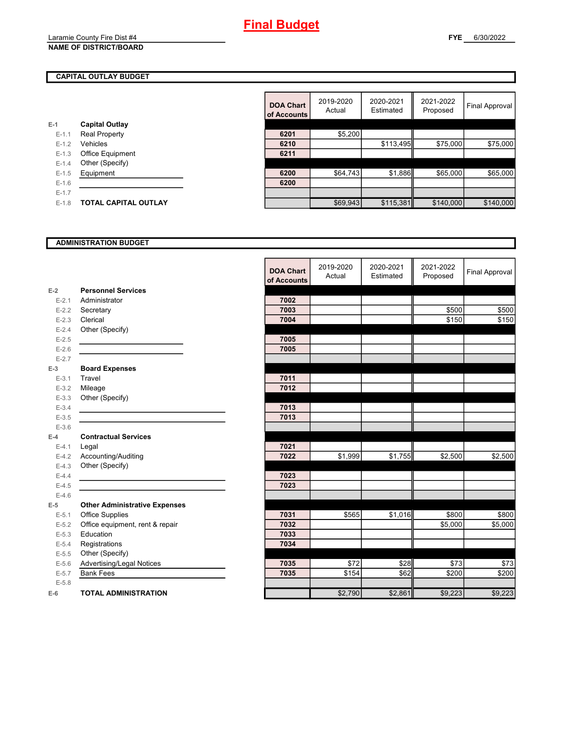# Final Budget

Laramie County Fire Dist #4
**NAME OF DISTRICT/BOARD**

**FYE** 6/30/2022

## CAPITAL OUTLAY BUDGET

| | | DOA Chart of Accounts | 2019-2020 Actual | 2020-2021 Estimated | 2021-2022 Proposed | Final Approval |
|---|---|---|---|---|---|---|
| E-1 | **Capital Outlay** | | | | | |
| E-1.1 | Real Property | 6201 | $5,200 | | | |
| E-1.2 | Vehicles | 6210 | | $113,495 | $75,000 | $75,000 |
| E-1.3 | Office Equipment | 6211 | | | | |
| E-1.4 | Other (Specify) | | | | | |
| E-1.5 | Equipment | 6200 | $64,743 | $1,886 | $65,000 | $65,000 |
| E-1.6 | | 6200 | | | | |
| E-1.7 | | | | | | |
| E-1.8 | **TOTAL CAPITAL OUTLAY** | | $69,943 | $115,381 | $140,000 | $140,000 |

## ADMINISTRATION BUDGET

| | | DOA Chart of Accounts | 2019-2020 Actual | 2020-2021 Estimated | 2021-2022 Proposed | Final Approval |
|---|---|---|---|---|---|---|
| E-2 | **Personnel Services** | | | | | |
| E-2.1 | Administrator | 7002 | | | | |
| E-2.2 | Secretary | 7003 | | | $500 | $500 |
| E-2.3 | Clerical | 7004 | | | $150 | $150 |
| E-2.4 | Other (Specify) | | | | | |
| E-2.5 | | 7005 | | | | |
| E-2.6 | | 7005 | | | | |
| E-2.7 | | | | | | |
| E-3 | **Board Expenses** | | | | | |
| E-3.1 | Travel | 7011 | | | | |
| E-3.2 | Mileage | 7012 | | | | |
| E-3.3 | Other (Specify) | | | | | |
| E-3.4 | | 7013 | | | | |
| E-3.5 | | 7013 | | | | |
| E-3.6 | | | | | | |
| E-4 | **Contractual Services** | | | | | |
| E-4.1 | Legal | 7021 | | | | |
| E-4.2 | Accounting/Auditing | 7022 | $1,999 | $1,755 | $2,500 | $2,500 |
| E-4.3 | Other (Specify) | | | | | |
| E-4.4 | | 7023 | | | | |
| E-4.5 | | 7023 | | | | |
| E-4.6 | | | | | | |
| E-5 | **Other Administrative Expenses** | | | | | |
| E-5.1 | Office Supplies | 7031 | $565 | $1,016 | $800 | $800 |
| E-5.2 | Office equipment, rent & repair | 7032 | | | $5,000 | $5,000 |
| E-5.3 | Education | 7033 | | | | |
| E-5.4 | Registrations | 7034 | | | | |
| E-5.5 | Other (Specify) | | | | | |
| E-5.6 | Advertising/Legal Notices | 7035 | $72 | $28 | $73 | $73 |
| E-5.7 | Bank Fees | 7035 | $154 | $62 | $200 | $200 |
| E-5.8 | | | | | | |
| E-6 | **TOTAL ADMINISTRATION** | | $2,790 | $2,861 | $9,223 | $9,223 |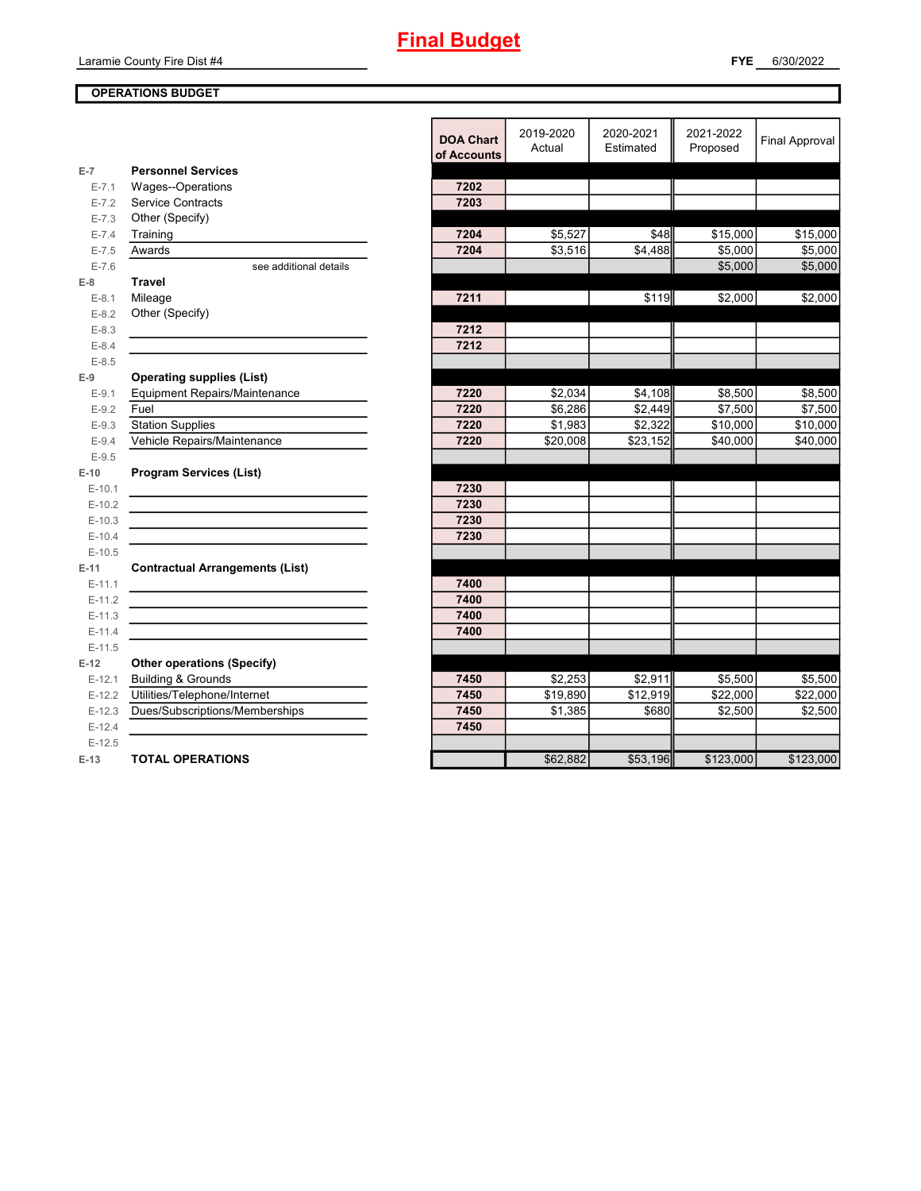# Final Budget

Laramie County Fire Dist #4

**FYE** 6/30/2022

**OPERATIONS BUDGET**

| | | DOA Chart of Accounts | 2019-2020 Actual | 2020-2021 Estimated | 2021-2022 Proposed | Final Approval |
|---|---|---|---|---|---|---|
| E-7 | **Personnel Services** | | | | | |
| E-7.1 | Wages--Operations | 7202 | | | | |
| E-7.2 | Service Contracts | 7203 | | | | |
| E-7.3 | Other (Specify) | | | | | |
| E-7.4 | Training | 7204 | $5,527 | $48 | $15,000 | $15,000 |
| E-7.5 | Awards | 7204 | $3,516 | $4,488 | $5,000 | $5,000 |
| E-7.6 | see additional details | | | | $5,000 | $5,000 |
| E-8 | **Travel** | | | | | |
| E-8.1 | Mileage | 7211 | | $119 | $2,000 | $2,000 |
| E-8.2 | Other (Specify) | | | | | |
| E-8.3 | | 7212 | | | | |
| E-8.4 | | 7212 | | | | |
| E-8.5 | | | | | | |
| E-9 | **Operating supplies (List)** | | | | | |
| E-9.1 | Equipment Repairs/Maintenance | 7220 | $2,034 | $4,108 | $8,500 | $8,500 |
| E-9.2 | Fuel | 7220 | $6,286 | $2,449 | $7,500 | $7,500 |
| E-9.3 | Station Supplies | 7220 | $1,983 | $2,322 | $10,000 | $10,000 |
| E-9.4 | Vehicle Repairs/Maintenance | 7220 | $20,008 | $23,152 | $40,000 | $40,000 |
| E-9.5 | | | | | | |
| E-10 | **Program Services (List)** | | | | | |
| E-10.1 | | 7230 | | | | |
| E-10.2 | | 7230 | | | | |
| E-10.3 | | 7230 | | | | |
| E-10.4 | | 7230 | | | | |
| E-10.5 | | | | | | |
| E-11 | **Contractual Arrangements (List)** | | | | | |
| E-11.1 | | 7400 | | | | |
| E-11.2 | | 7400 | | | | |
| E-11.3 | | 7400 | | | | |
| E-11.4 | | 7400 | | | | |
| E-11.5 | | | | | | |
| E-12 | **Other operations (Specify)** | | | | | |
| E-12.1 | Building & Grounds | 7450 | $2,253 | $2,911 | $5,500 | $5,500 |
| E-12.2 | Utilities/Telephone/Internet | 7450 | $19,890 | $12,919 | $22,000 | $22,000 |
| E-12.3 | Dues/Subscriptions/Memberships | 7450 | $1,385 | $680 | $2,500 | $2,500 |
| E-12.4 | | 7450 | | | | |
| E-12.5 | | | | | | |
| E-13 | **TOTAL OPERATIONS** | | $62,882 | $53,196 | $123,000 | $123,000 |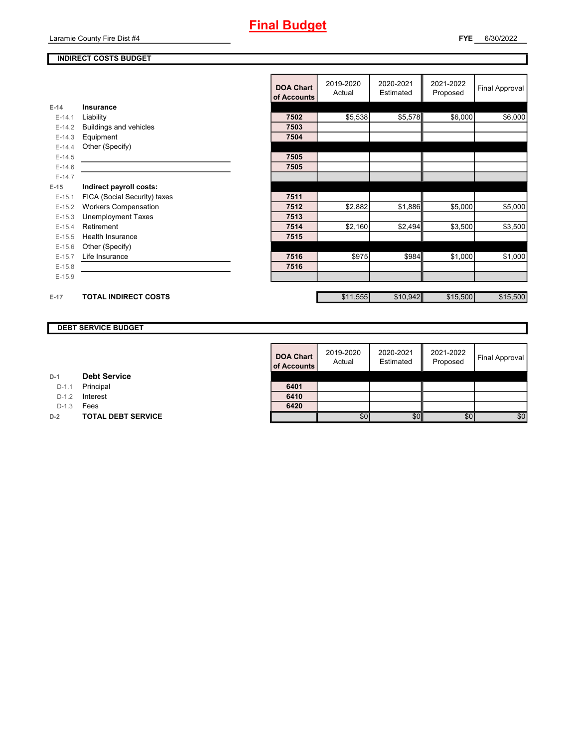# Final Budget

Laramie County Fire Dist #4

**FYE** 6/30/2022

**INDIRECT COSTS BUDGET**

| | | DOA Chart of Accounts | 2019-2020 Actual | 2020-2021 Estimated | 2021-2022 Proposed | Final Approval |
|---|---|---|---|---|---|---|
| E-14 | **Insurance** | | | | | |
| E-14.1 | Liability | 7502 | $5,538 | $5,578 | $6,000 | $6,000 |
| E-14.2 | Buildings and vehicles | 7503 | | | | |
| E-14.3 | Equipment | 7504 | | | | |
| E-14.4 | Other (Specify) | | | | | |
| E-14.5 | | 7505 | | | | |
| E-14.6 | | 7505 | | | | |
| E-14.7 | | | | | | |
| E-15 | **Indirect payroll costs:** | | | | | |
| E-15.1 | FICA (Social Security) taxes | 7511 | | | | |
| E-15.2 | Workers Compensation | 7512 | $2,882 | $1,886 | $5,000 | $5,000 |
| E-15.3 | Unemployment Taxes | 7513 | | | | |
| E-15.4 | Retirement | 7514 | $2,160 | $2,494 | $3,500 | $3,500 |
| E-15.5 | Health Insurance | 7515 | | | | |
| E-15.6 | Other (Specify) | | | | | |
| E-15.7 | Life Insurance | 7516 | $975 | $984 | $1,000 | $1,000 |
| E-15.8 | | 7516 | | | | |
| E-15.9 | | | | | | |
| E-17 | **TOTAL INDIRECT COSTS** | | $11,555 | $10,942 | $15,500 | $15,500 |

**DEBT SERVICE BUDGET**

| | | DOA Chart of Accounts | 2019-2020 Actual | 2020-2021 Estimated | 2021-2022 Proposed | Final Approval |
|---|---|---|---|---|---|---|
| D-1 | **Debt Service** | | | | | |
| D-1.1 | Principal | 6401 | | | | |
| D-1.2 | Interest | 6410 | | | | |
| D-1.3 | Fees | 6420 | | | | |
| D-2 | **TOTAL DEBT SERVICE** | | $0 | $0 | $0 | $0 |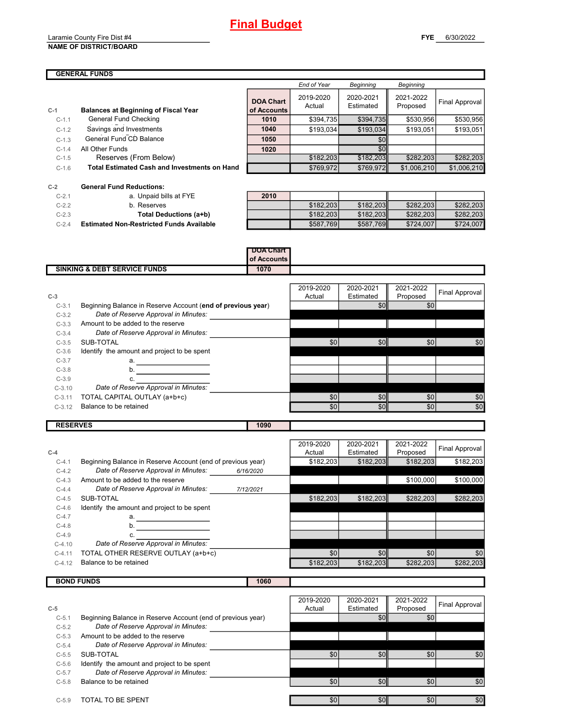# Final Budget

Laramie County Fire Dist #4
**NAME OF DISTRICT/BOARD**

**FYE** 6/30/2022

## GENERAL FUNDS

| | | DOA Chart of Accounts | 2019-2020 Actual (End of Year) | 2020-2021 Estimated (Beginning) | 2021-2022 Proposed (Beginning) | Final Approval |
|---|---|---|---|---|---|---|
| **C-1** | **Balances at Beginning of Fiscal Year** | | | | | |
| C-1.1 | General Fund Checking | 1010 | $394,735 | $394,735 | $530,956 | $530,956 |
| C-1.2 | Savings and Investments | 1040 | $193,034 | $193,034 | $193,051 | $193,051 |
| C-1.3 | General Fund CD Balance | 1050 | | $0 | | |
| C-1.4 | All Other Funds | 1020 | | $0 | | |
| C-1.5 | Reserves (From Below) | | $182,203 | $182,203 | $282,203 | $282,203 |
| C-1.6 | **Total Estimated Cash and Investments on Hand** | | $769,972 | $769,972 | $1,006,210 | $1,006,210 |
| **C-2** | **General Fund Reductions:** | | | | | |
| C-2.1 | a. Unpaid bills at FYE | 2010 | | | | |
| C-2.2 | b. Reserves | | $182,203 | $182,203 | $282,203 | $282,203 |
| C-2.3 | **Total Deductions (a+b)** | | $182,203 | $182,203 | $282,203 | $282,203 |
| C-2.4 | **Estimated Non-Restricted Funds Available** | | $587,769 | $587,769 | $724,007 | $724,007 |

## SINKING & DEBT SERVICE FUNDS

DOA Chart of Accounts: 1070

| **C-3** | | 2019-2020 Actual | 2020-2021 Estimated | 2021-2022 Proposed | Final Approval |
|---|---|---|---|---|---|
| C-3.1 | Beginning Balance in Reserve Account (**end of previous year**) | | $0 | $0 | |
| C-3.2 | *Date of Reserve Approval in Minutes:* | | | | |
| C-3.3 | Amount to be added to the reserve | | | | |
| C-3.4 | *Date of Reserve Approval in Minutes:* | | | | |
| C-3.5 | SUB-TOTAL | $0 | $0 | $0 | $0 |
| C-3.6 | Identify the amount and project to be spent | | | | |
| C-3.7 | a. | | | | |
| C-3.8 | b. | | | | |
| C-3.9 | c. | | | | |
| C-3.10 | *Date of Reserve Approval in Minutes:* | | | | |
| C-3.11 | TOTAL CAPITAL OUTLAY (a+b+c) | $0 | $0 | $0 | $0 |
| C-3.12 | Balance to be retained | $0 | $0 | $0 | $0 |

## RESERVES

DOA Chart of Accounts: 1090

| **C-4** | | 2019-2020 Actual | 2020-2021 Estimated | 2021-2022 Proposed | Final Approval |
|---|---|---|---|---|---|
| C-4.1 | Beginning Balance in Reserve Account (end of previous year) | $182,203 | $182,203 | $182,203 | $182,203 |
| C-4.2 | *Date of Reserve Approval in Minutes:* *6/16/2020* | | | | |
| C-4.3 | Amount to be added to the reserve | | | $100,000 | $100,000 |
| C-4.4 | *Date of Reserve Approval in Minutes:* *7/12/2021* | | | | |
| C-4.5 | SUB-TOTAL | $182,203 | $182,203 | $282,203 | $282,203 |
| C-4.6 | Identify the amount and project to be spent | | | | |
| C-4.7 | a. | | | | |
| C-4.8 | b. | | | | |
| C-4.9 | c. | | | | |
| C-4.10 | *Date of Reserve Approval in Minutes:* | | | | |
| C-4.11 | TOTAL OTHER RESERVE OUTLAY (a+b+c) | $0 | $0 | $0 | $0 |
| C-4.12 | Balance to be retained | $182,203 | $182,203 | $282,203 | $282,203 |

## BOND FUNDS

DOA Chart of Accounts: 1060

| **C-5** | | 2019-2020 Actual | 2020-2021 Estimated | 2021-2022 Proposed | Final Approval |
|---|---|---|---|---|---|
| C-5.1 | Beginning Balance in Reserve Account (end of previous year) | | $0 | $0 | |
| C-5.2 | *Date of Reserve Approval in Minutes:* | | | | |
| C-5.3 | Amount to be added to the reserve | | | | |
| C-5.4 | *Date of Reserve Approval in Minutes:* | | | | |
| C-5.5 | SUB-TOTAL | $0 | $0 | $0 | $0 |
| C-5.6 | Identify the amount and project to be spent | | | | |
| C-5.7 | *Date of Reserve Approval in Minutes:* | | | | |
| C-5.8 | Balance to be retained | $0 | $0 | $0 | $0 |
| C-5.9 | TOTAL TO BE SPENT | $0 | $0 | $0 | $0 |